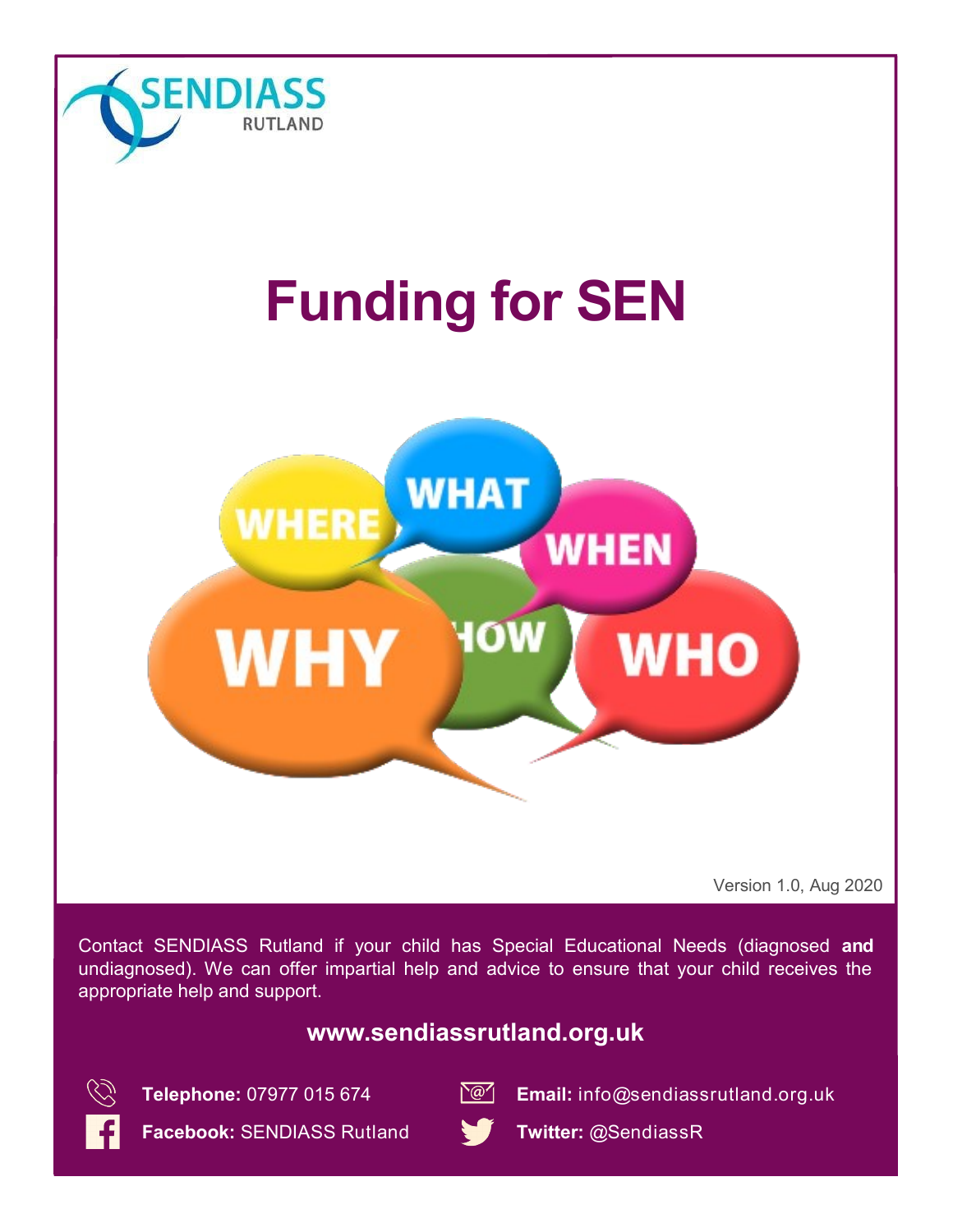SENDIASS RUTLAND

# Funding for SEN

Version 1.0, Aug 2020

Contact SENDIASS Rutland if your child has Special Educational Needs (diagnosed **and** undiagnosed). We can offer impartial help and advice to ensure that your child receives the appropriate help and support.

**www.sendiassrutland.org.uk**

**Telephone:** 07977 015 674

**Email:** info@sendiassrutland.org.uk

**Facebook:** SENDIASS Rutland

**Twitter:** @SendiassR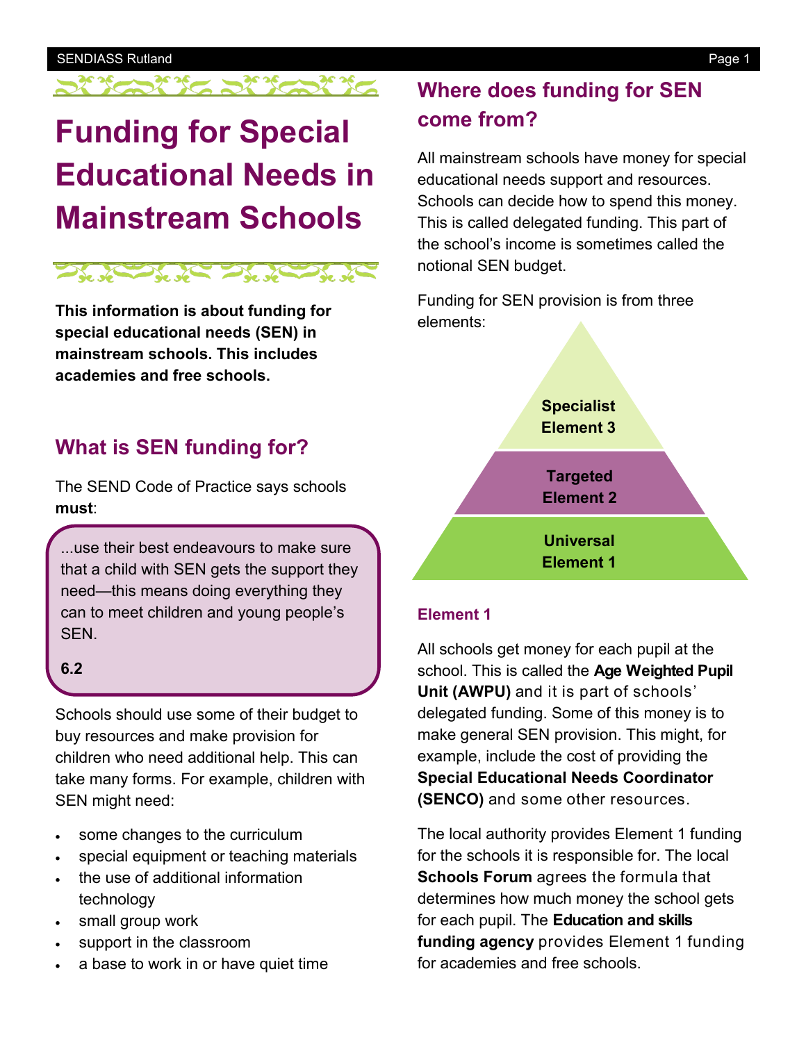# Funding for Special Educational Needs in Mainstream Schools

**This information is about funding for special educational needs (SEN) in mainstream schools. This includes academies and free schools.**

## What is SEN funding for?

The SEND Code of Practice says schools **must**:

> ...use their best endeavours to make sure that a child with SEN gets the support they need—this means doing everything they can to meet children and young people's SEN.
>
> **6.2**

Schools should use some of their budget to buy resources and make provision for children who need additional help. This can take many forms. For example, children with SEN might need:

- some changes to the curriculum
- special equipment or teaching materials
- the use of additional information technology
- small group work
- support in the classroom
- a base to work in or have quiet time

## Where does funding for SEN come from?

All mainstream schools have money for special educational needs support and resources. Schools can decide how to spend this money. This is called delegated funding. This part of the school's income is sometimes called the notional SEN budget.

Funding for SEN provision is from three elements:

- **Specialist Element 3**
- **Targeted Element 2**
- **Universal Element 1**

### Element 1

All schools get money for each pupil at the school. This is called the **Age Weighted Pupil Unit (AWPU)** and it is part of schools' delegated funding. Some of this money is to make general SEN provision. This might, for example, include the cost of providing the **Special Educational Needs Coordinator (SENCO)** and some other resources.

The local authority provides Element 1 funding for the schools it is responsible for. The local **Schools Forum** agrees the formula that determines how much money the school gets for each pupil. The **Education and skills funding agency** provides Element 1 funding for academies and free schools.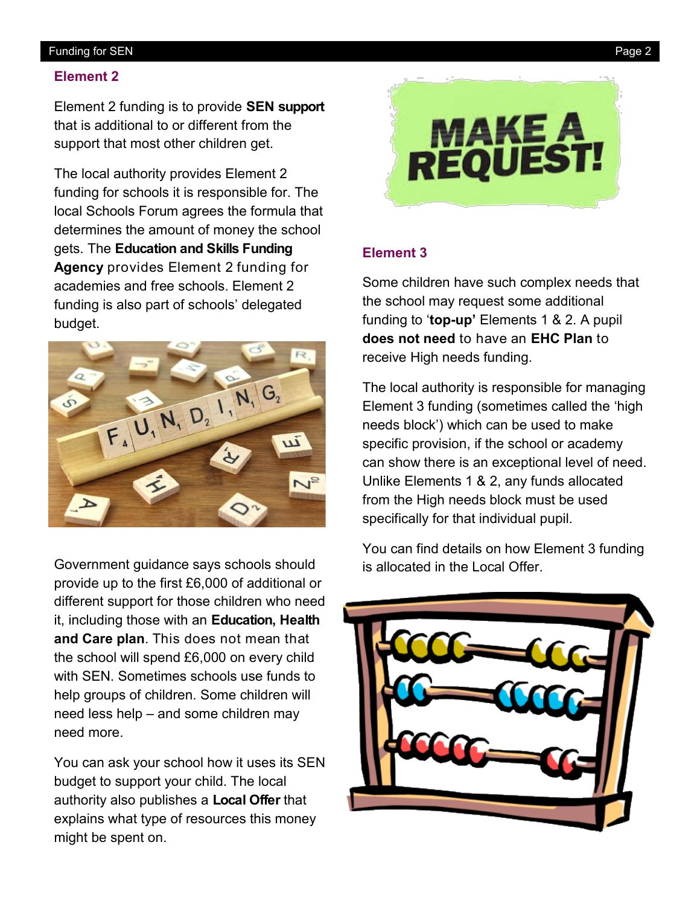## Element 2

Element 2 funding is to provide **SEN support** that is additional to or different from the support that most other children get.

The local authority provides Element 2 funding for schools it is responsible for. The local Schools Forum agrees the formula that determines the amount of money the school gets. The **Education and Skills Funding Agency** provides Element 2 funding for academies and free schools. Element 2 funding is also part of schools' delegated budget.

Government guidance says schools should provide up to the first £6,000 of additional or different support for those children who need it, including those with an **Education, Health and Care plan**. This does not mean that the school will spend £6,000 on every child with SEN. Sometimes schools use funds to help groups of children. Some children will need less help – and some children may need more.

You can ask your school how it uses its SEN budget to support your child. The local authority also publishes a **Local Offer** that explains what type of resources this money might be spent on.

## Element 3

Some children have such complex needs that the school may request some additional funding to '**top-up'** Elements 1 & 2. A pupil **does not need** to have an **EHC Plan** to receive High needs funding.

The local authority is responsible for managing Element 3 funding (sometimes called the 'high needs block') which can be used to make specific provision, if the school or academy can show there is an exceptional level of need. Unlike Elements 1 & 2, any funds allocated from the High needs block must be used specifically for that individual pupil.

You can find details on how Element 3 funding is allocated in the Local Offer.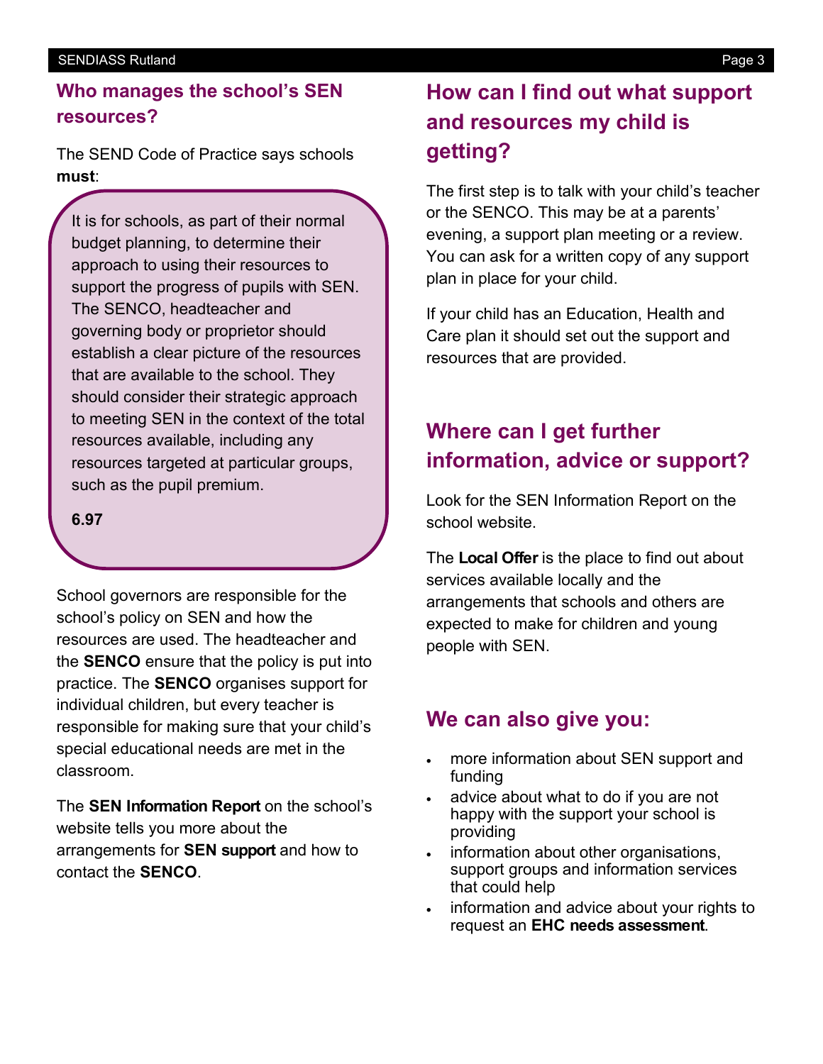## Who manages the school's SEN resources?

The SEND Code of Practice says schools **must**:

> It is for schools, as part of their normal budget planning, to determine their approach to using their resources to support the progress of pupils with SEN. The SENCO, headteacher and governing body or proprietor should establish a clear picture of the resources that are available to the school. They should consider their strategic approach to meeting SEN in the context of the total resources available, including any resources targeted at particular groups, such as the pupil premium.
>
> **6.97**

School governors are responsible for the school's policy on SEN and how the resources are used. The headteacher and the **SENCO** ensure that the policy is put into practice. The **SENCO** organises support for individual children, but every teacher is responsible for making sure that your child's special educational needs are met in the classroom.

The **SEN Information Report** on the school's website tells you more about the arrangements for **SEN support** and how to contact the **SENCO**.

## How can I find out what support and resources my child is getting?

The first step is to talk with your child's teacher or the SENCO. This may be at a parents' evening, a support plan meeting or a review. You can ask for a written copy of any support plan in place for your child.

If your child has an Education, Health and Care plan it should set out the support and resources that are provided.

## Where can I get further information, advice or support?

Look for the SEN Information Report on the school website.

The **Local Offer** is the place to find out about services available locally and the arrangements that schools and others are expected to make for children and young people with SEN.

## We can also give you:

- more information about SEN support and funding
- advice about what to do if you are not happy with the support your school is providing
- information about other organisations, support groups and information services that could help
- information and advice about your rights to request an **EHC needs assessment**.